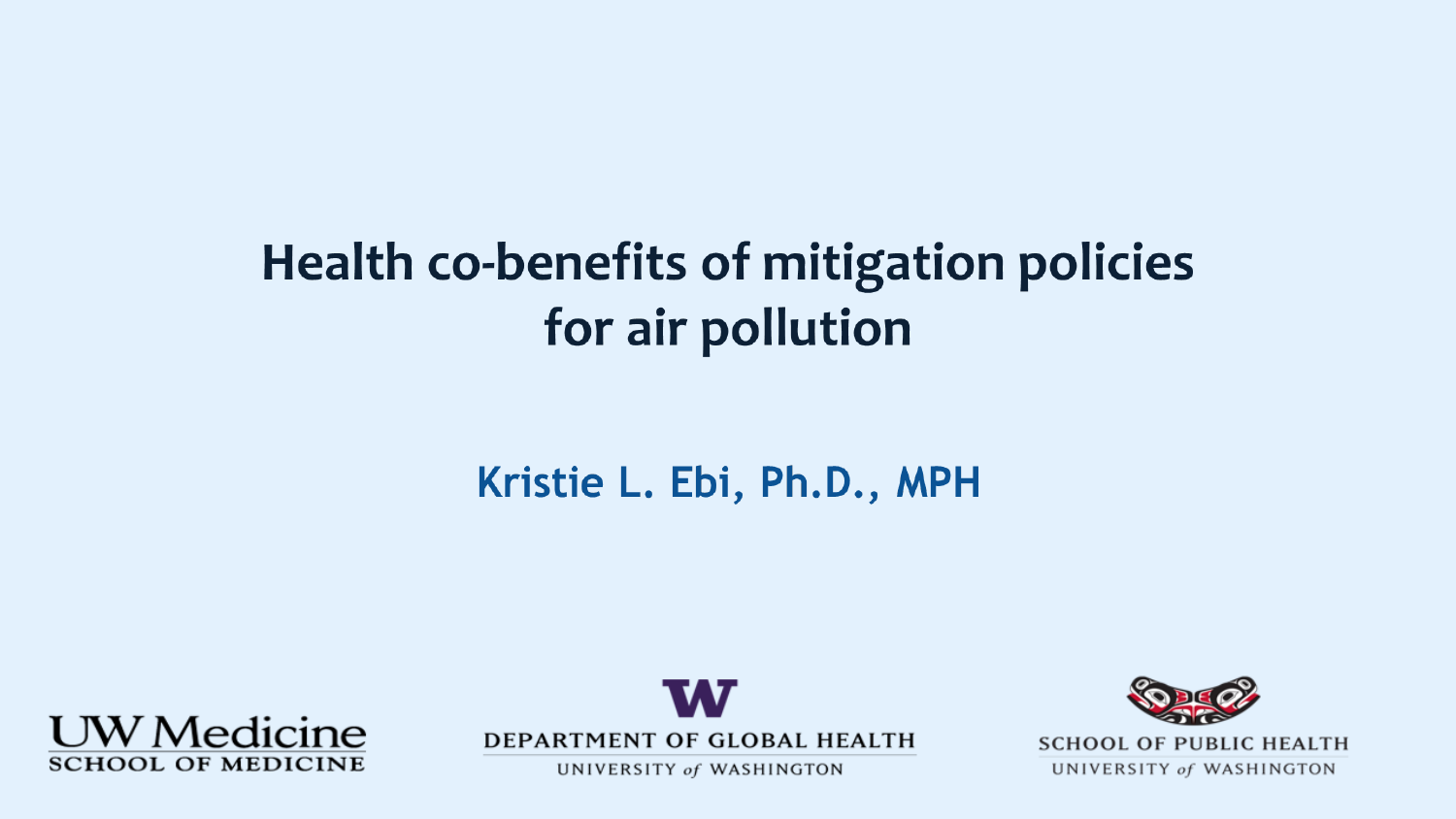# Health co-benefits of mitigation policies for air pollution

**Kristie L. Ebi, Ph.D., MPH**

UW Medicine
SCHOOL OF MEDICINE

DEPARTMENT OF GLOBAL HEALTH
UNIVERSITY of WASHINGTON

SCHOOL OF PUBLIC HEALTH
UNIVERSITY of WASHINGTON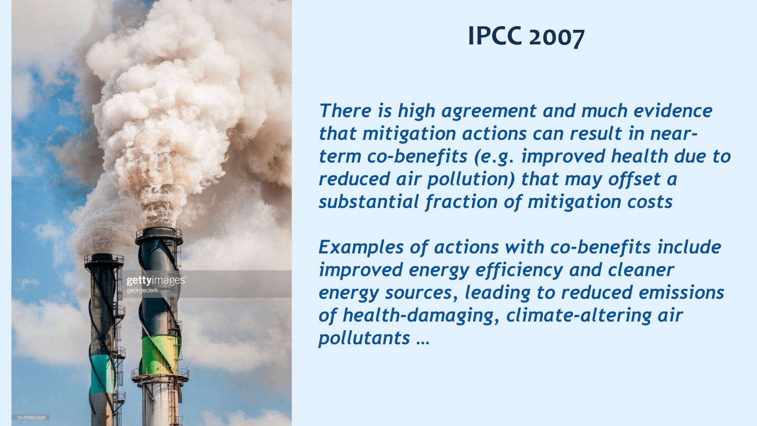# IPCC 2007

*There is high agreement and much evidence that mitigation actions can result in near-term co-benefits (e.g. improved health due to reduced air pollution) that may offset a substantial fraction of mitigation costs*

*Examples of actions with co-benefits include improved energy efficiency and cleaner energy sources, leading to reduced emissions of health-damaging, climate-altering air pollutants …*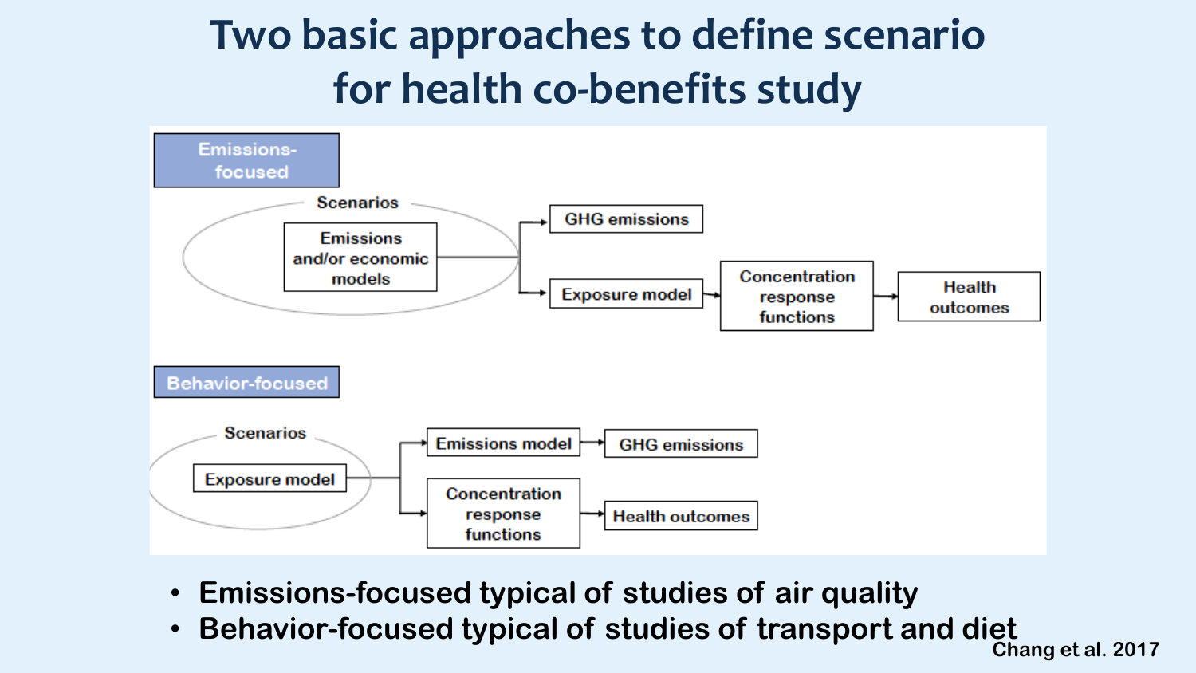# Two basic approaches to define scenario for health co-benefits study

**Emissions-focused**

Scenarios: Emissions and/or economic models → GHG emissions; → Exposure model → Concentration response functions → Health outcomes

**Behavior-focused**

Scenarios: Exposure model → Emissions model → GHG emissions; → Concentration response functions → Health outcomes

- **Emissions-focused typical of studies of air quality**
- **Behavior-focused typical of studies of transport and diet**

Chang et al. 2017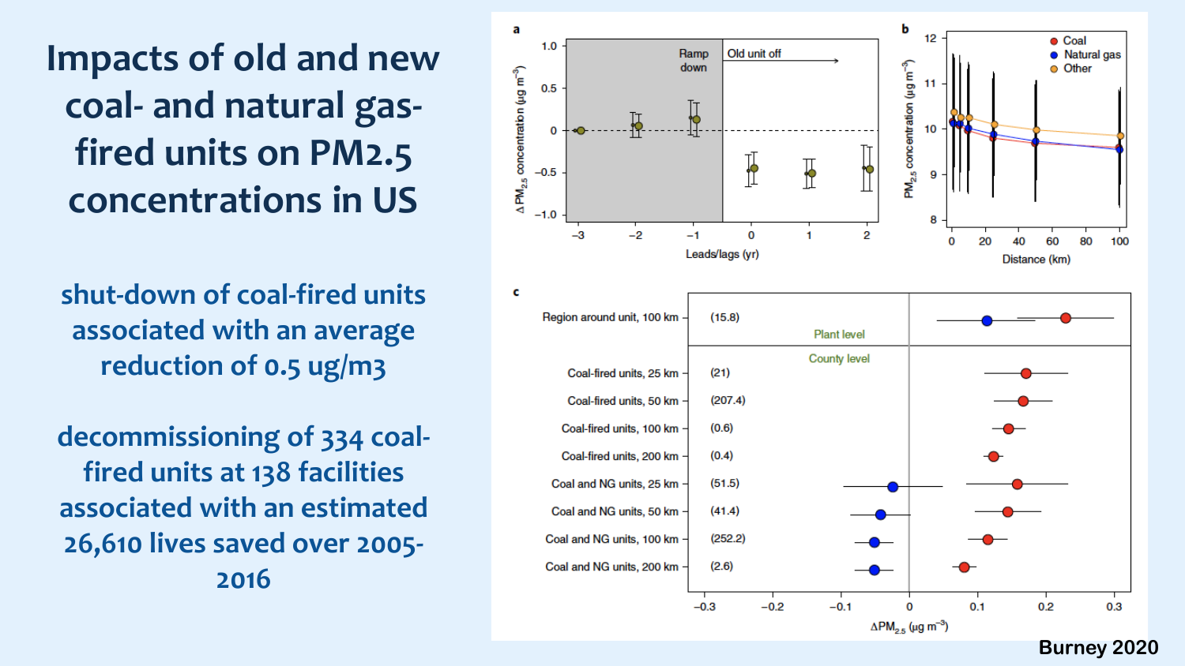# Impacts of old and new coal- and natural gas-fired units on PM2.5 concentrations in US

shut-down of coal-fired units associated with an average reduction of 0.5 ug/m3

decommissioning of 334 coal-fired units at 138 facilities associated with an estimated 26,610 lives saved over 2005-2016

Burney 2020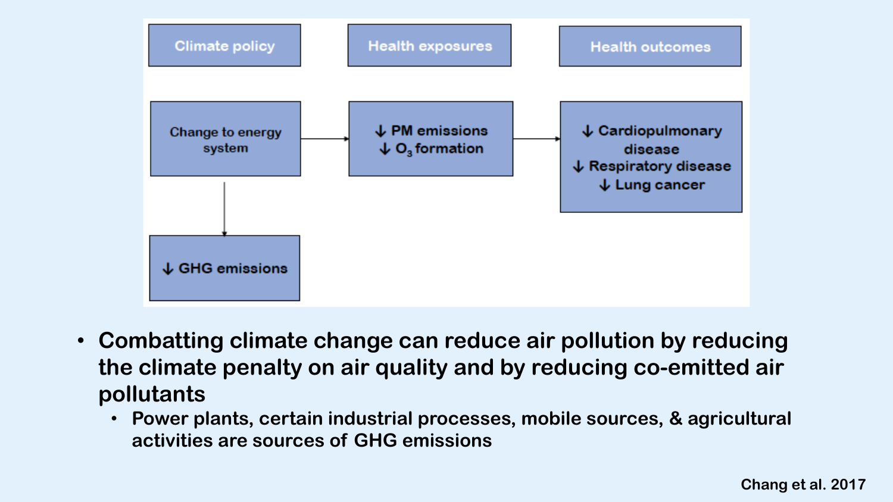| Climate policy | Health exposures | Health outcomes |
| --- | --- | --- |
| Change to energy system → | ↓ PM emissions<br>↓ $O_3$ formation → | ↓ Cardiopulmonary disease<br>↓ Respiratory disease<br>↓ Lung cancer |
| ↓ GHG emissions | | |

- **Combatting climate change can reduce air pollution by reducing the climate penalty on air quality and by reducing co-emitted air pollutants**
  - **Power plants, certain industrial processes, mobile sources, & agricultural activities are sources of GHG emissions**

Chang et al. 2017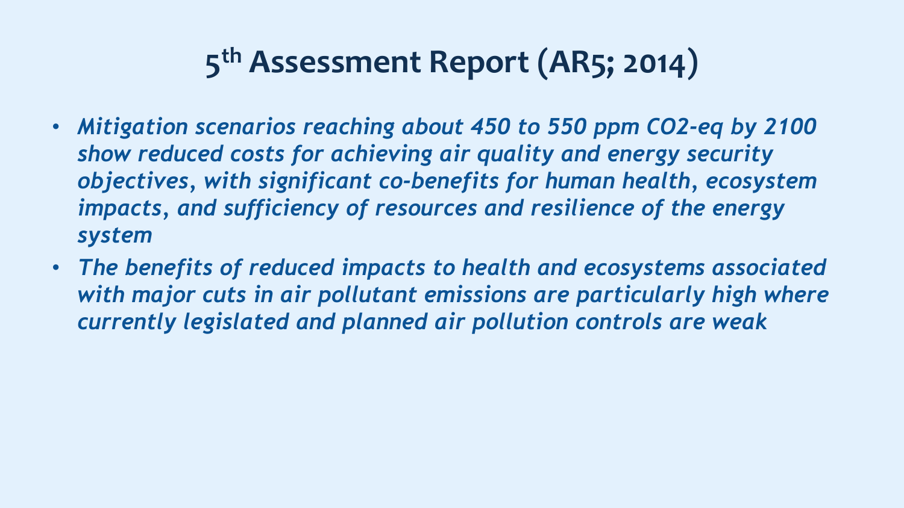# 5th Assessment Report (AR5; 2014)

- *Mitigation scenarios reaching about 450 to 550 ppm CO2-eq by 2100 show reduced costs for achieving air quality and energy security objectives, with significant co-benefits for human health, ecosystem impacts, and sufficiency of resources and resilience of the energy system*
- *The benefits of reduced impacts to health and ecosystems associated with major cuts in air pollutant emissions are particularly high where currently legislated and planned air pollution controls are weak*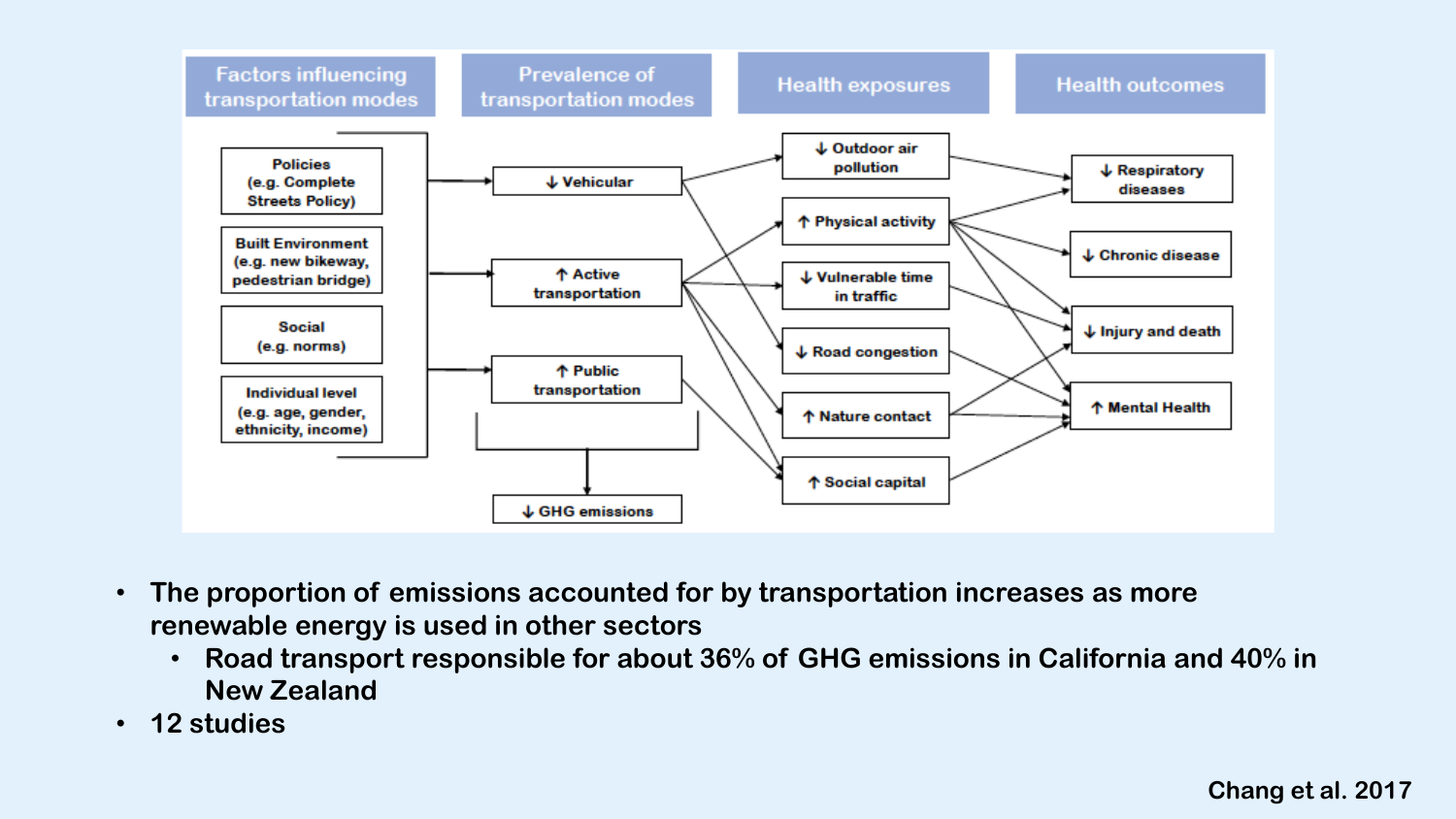| Factors influencing transportation modes | Prevalence of transportation modes | Health exposures | Health outcomes |
| --- | --- | --- | --- |
| Policies (e.g. Complete Streets Policy) | ↓ Vehicular | ↓ Outdoor air pollution | ↓ Respiratory diseases |
| Built Environment (e.g. new bikeway, pedestrian bridge) | ↑ Active transportation | ↑ Physical activity | ↓ Chronic disease |
| Social (e.g. norms) | ↑ Public transportation | ↓ Vulnerable time in traffic | ↓ Injury and death |
| Individual level (e.g. age, gender, ethnicity, income) | ↓ GHG emissions | ↓ Road congestion | ↑ Mental Health |
| | | ↑ Nature contact | |
| | | ↑ Social capital | |

- The proportion of emissions accounted for by transportation increases as more renewable energy is used in other sectors
  - Road transport responsible for about 36% of GHG emissions in California and 40% in New Zealand
- 12 studies

Chang et al. 2017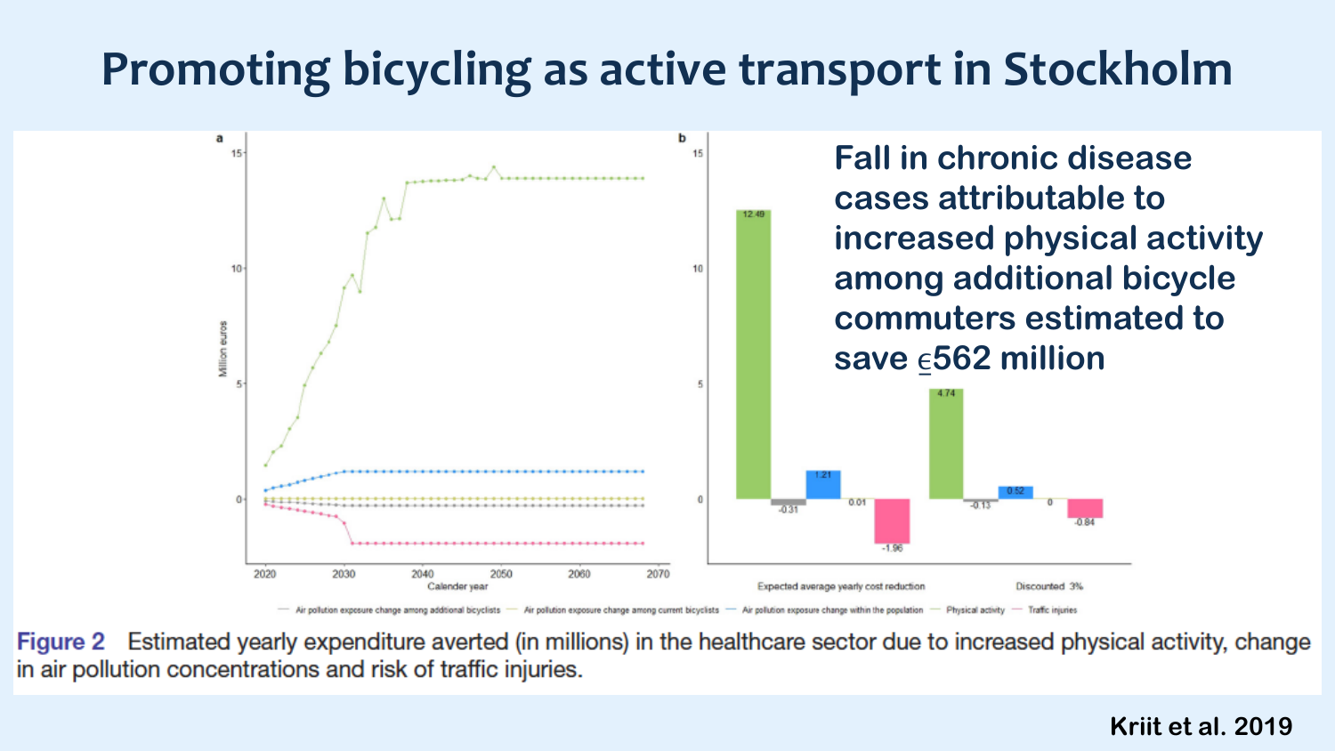# Promoting bicycling as active transport in Stockholm

**Fall in chronic disease cases attributable to increased physical activity among additional bicycle commuters estimated to save €562 million**

**Figure 2** Estimated yearly expenditure averted (in millions) in the healthcare sector due to increased physical activity, change in air pollution concentrations and risk of traffic injuries.

**Kriit et al. 2019**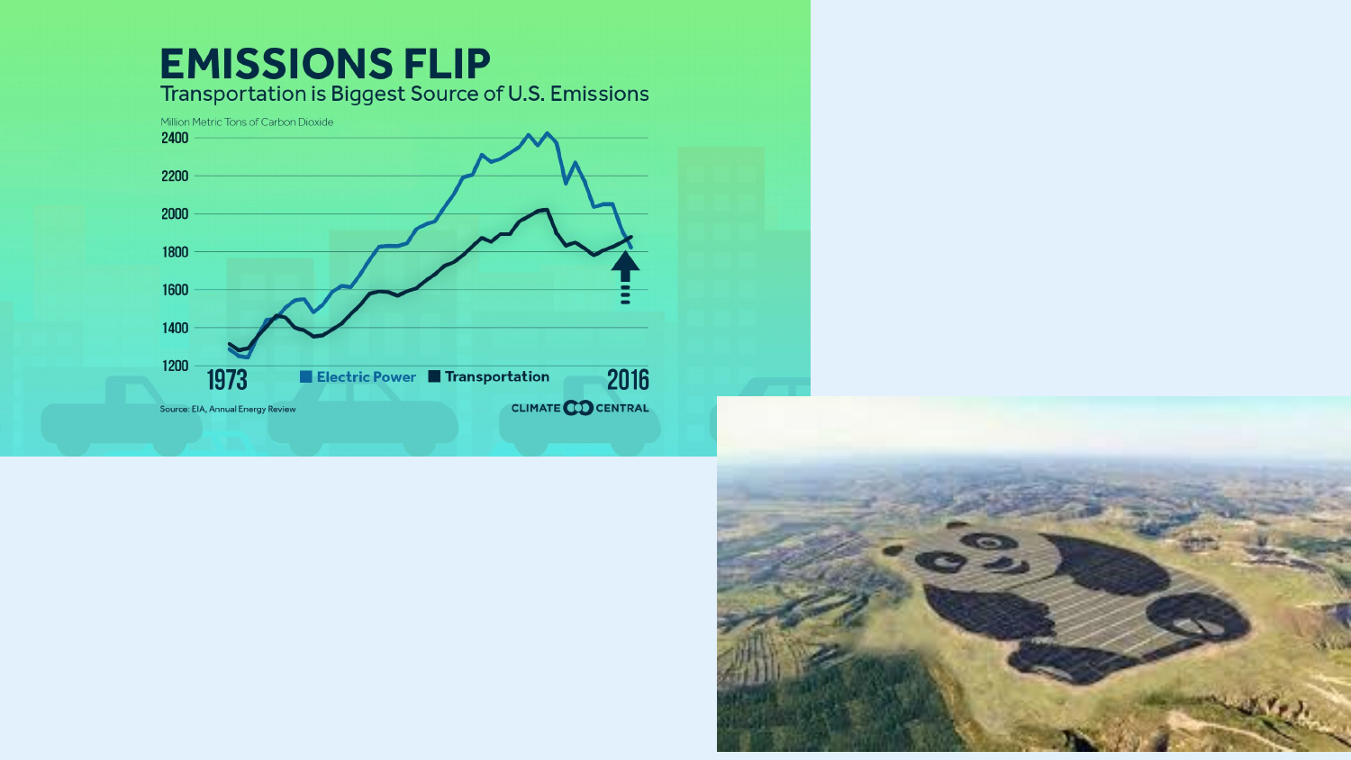# EMISSIONS FLIP

Transportation is Biggest Source of U.S. Emissions

Million Metric Tons of Carbon Dioxide

Electric Power | Transportation

1973 – 2016

Source: EIA, Annual Energy Review

CLIMATE CENTRAL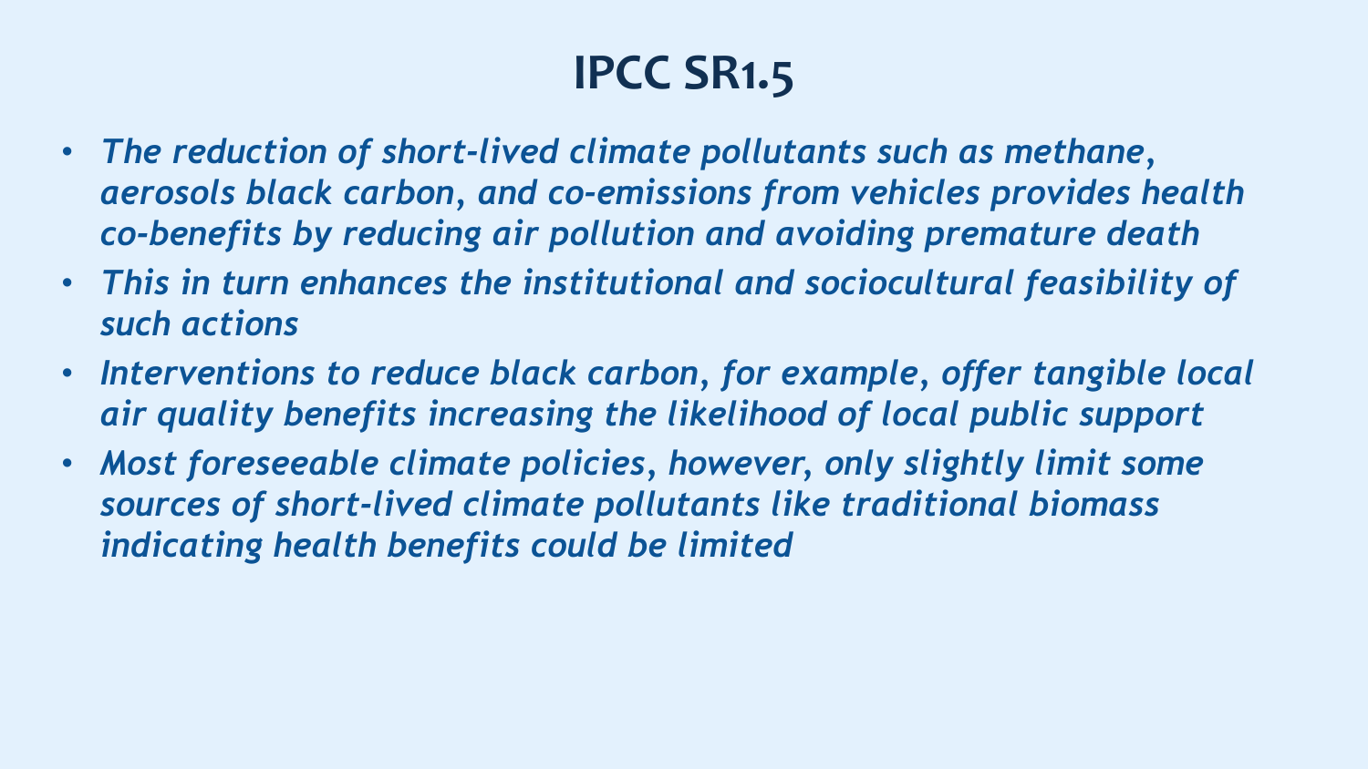# IPCC SR1.5

- *The reduction of short-lived climate pollutants such as methane, aerosols black carbon, and co-emissions from vehicles provides health co-benefits by reducing air pollution and avoiding premature death*
- *This in turn enhances the institutional and sociocultural feasibility of such actions*
- *Interventions to reduce black carbon, for example, offer tangible local air quality benefits increasing the likelihood of local public support*
- *Most foreseeable climate policies, however, only slightly limit some sources of short-lived climate pollutants like traditional biomass indicating health benefits could be limited*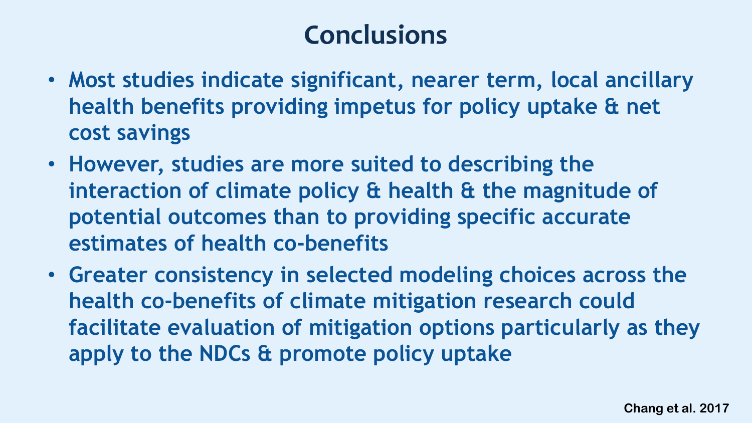# Conclusions

- Most studies indicate significant, nearer term, local ancillary health benefits providing impetus for policy uptake & net cost savings
- However, studies are more suited to describing the interaction of climate policy & health & the magnitude of potential outcomes than to providing specific accurate estimates of health co-benefits
- Greater consistency in selected modeling choices across the health co-benefits of climate mitigation research could facilitate evaluation of mitigation options particularly as they apply to the NDCs & promote policy uptake

Chang et al. 2017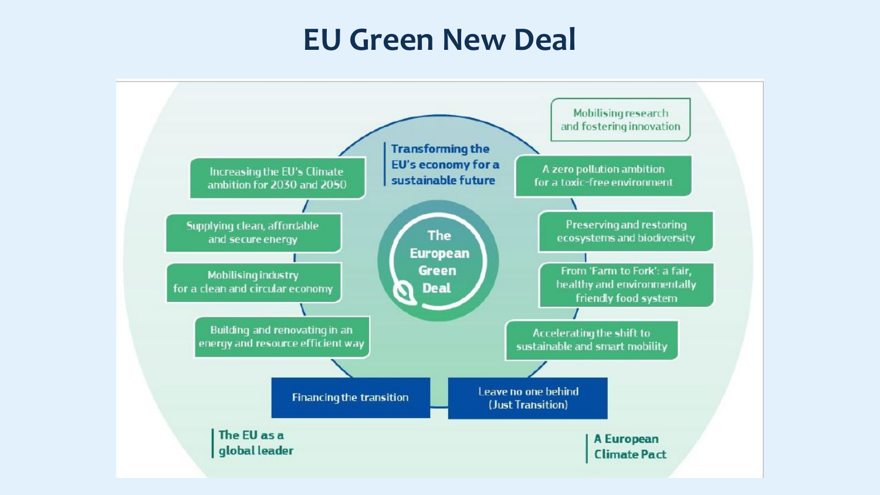# EU Green New Deal

**The European Green Deal**

**Transforming the EU's economy for a sustainable future**

- Increasing the EU's Climate ambition for 2030 and 2050
- Supplying clean, affordable and secure energy
- Mobilising industry for a clean and circular economy
- Building and renovating in an energy and resource efficient way
- Mobilising research and fostering innovation
- A zero pollution ambition for a toxic-free environment
- Preserving and restoring ecosystems and biodiversity
- From 'Farm to Fork': a fair, healthy and environmentally friendly food system
- Accelerating the shift to sustainable and smart mobility
- Financing the transition
- Leave no one behind (Just Transition)

**The EU as a global leader**

**A European Climate Pact**